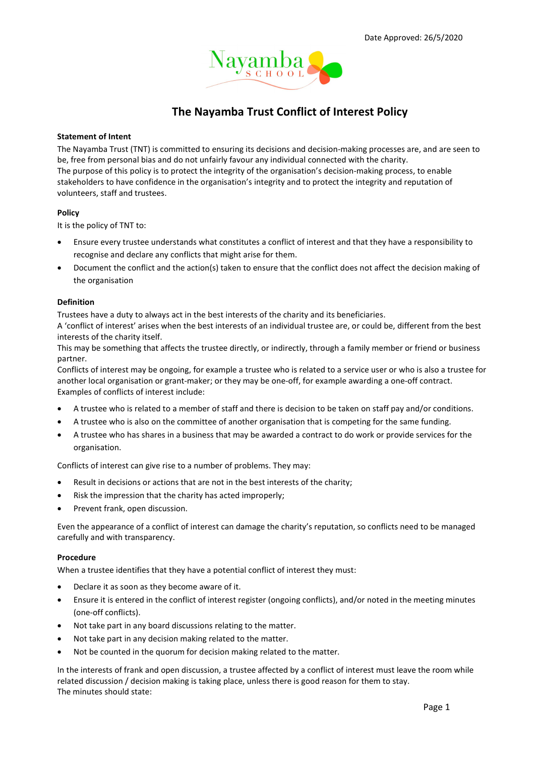Date Approved: 26/5/2020

# The Nayamba Trust Conflict of Interest Policy

**Statement of Intent**

The Nayamba Trust (TNT) is committed to ensuring its decisions and decision-making processes are, and are seen to be, free from personal bias and do not unfairly favour any individual connected with the charity.
The purpose of this policy is to protect the integrity of the organisation's decision-making process, to enable stakeholders to have confidence in the organisation's integrity and to protect the integrity and reputation of volunteers, staff and trustees.

**Policy**

It is the policy of TNT to:

- Ensure every trustee understands what constitutes a conflict of interest and that they have a responsibility to recognise and declare any conflicts that might arise for them.
- Document the conflict and the action(s) taken to ensure that the conflict does not affect the decision making of the organisation

**Definition**

Trustees have a duty to always act in the best interests of the charity and its beneficiaries.
A 'conflict of interest' arises when the best interests of an individual trustee are, or could be, different from the best interests of the charity itself.
This may be something that affects the trustee directly, or indirectly, through a family member or friend or business partner.
Conflicts of interest may be ongoing, for example a trustee who is related to a service user or who is also a trustee for another local organisation or grant-maker; or they may be one-off, for example awarding a one-off contract.
Examples of conflicts of interest include:

- A trustee who is related to a member of staff and there is decision to be taken on staff pay and/or conditions.
- A trustee who is also on the committee of another organisation that is competing for the same funding.
- A trustee who has shares in a business that may be awarded a contract to do work or provide services for the organisation.

Conflicts of interest can give rise to a number of problems. They may:

- Result in decisions or actions that are not in the best interests of the charity;
- Risk the impression that the charity has acted improperly;
- Prevent frank, open discussion.

Even the appearance of a conflict of interest can damage the charity's reputation, so conflicts need to be managed carefully and with transparency.

**Procedure**

When a trustee identifies that they have a potential conflict of interest they must:

- Declare it as soon as they become aware of it.
- Ensure it is entered in the conflict of interest register (ongoing conflicts), and/or noted in the meeting minutes (one-off conflicts).
- Not take part in any board discussions relating to the matter.
- Not take part in any decision making related to the matter.
- Not be counted in the quorum for decision making related to the matter.

In the interests of frank and open discussion, a trustee affected by a conflict of interest must leave the room while related discussion / decision making is taking place, unless there is good reason for them to stay.
The minutes should state: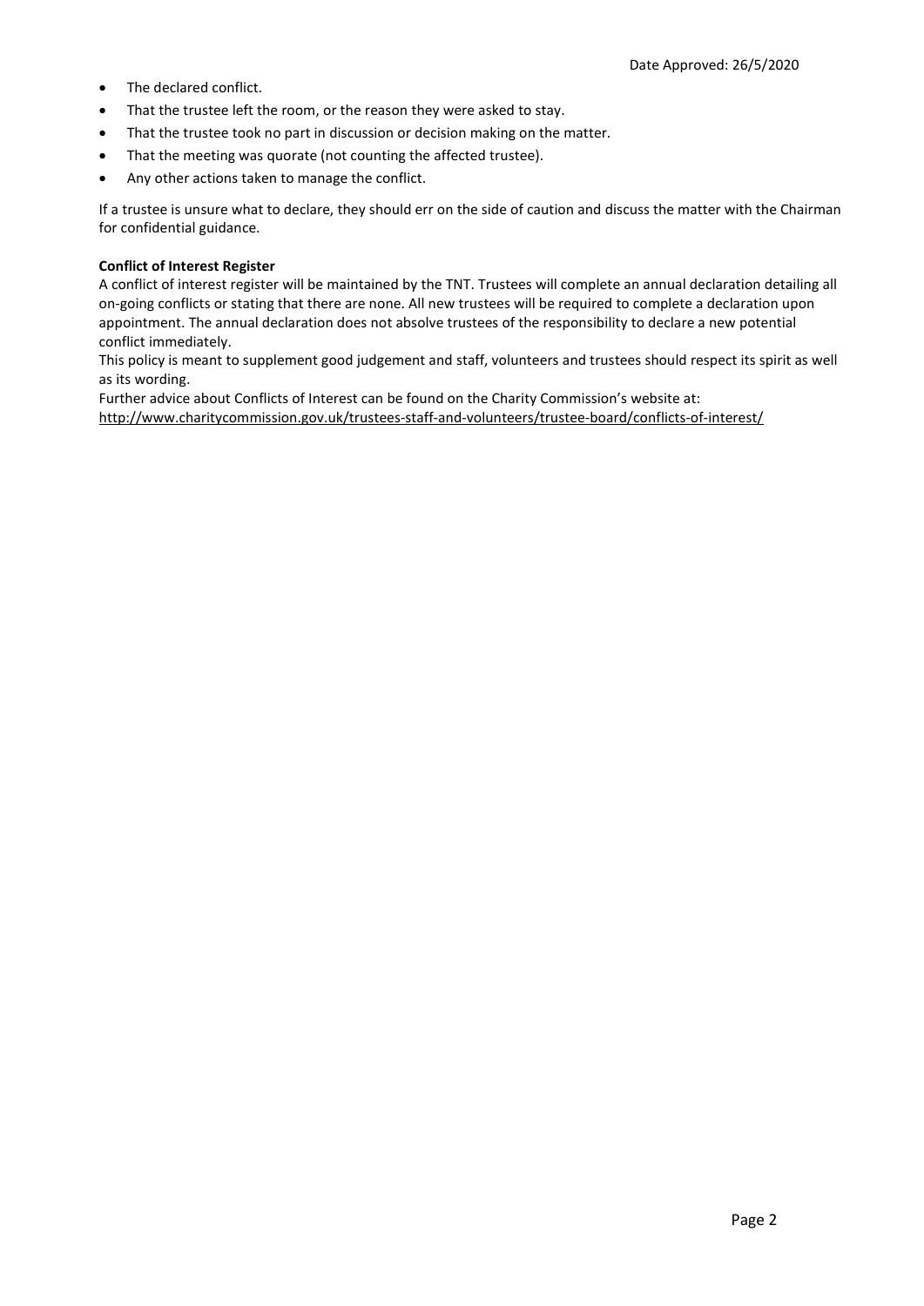Date Approved: 26/5/2020

- The declared conflict.
- That the trustee left the room, or the reason they were asked to stay.
- That the trustee took no part in discussion or decision making on the matter.
- That the meeting was quorate (not counting the affected trustee).
- Any other actions taken to manage the conflict.

If a trustee is unsure what to declare, they should err on the side of caution and discuss the matter with the Chairman for confidential guidance.

**Conflict of Interest Register**

A conflict of interest register will be maintained by the TNT. Trustees will complete an annual declaration detailing all on-going conflicts or stating that there are none. All new trustees will be required to complete a declaration upon appointment. The annual declaration does not absolve trustees of the responsibility to declare a new potential conflict immediately.

This policy is meant to supplement good judgement and staff, volunteers and trustees should respect its spirit as well as its wording.

Further advice about Conflicts of Interest can be found on the Charity Commission's website at:
http://www.charitycommission.gov.uk/trustees-staff-and-volunteers/trustee-board/conflicts-of-interest/